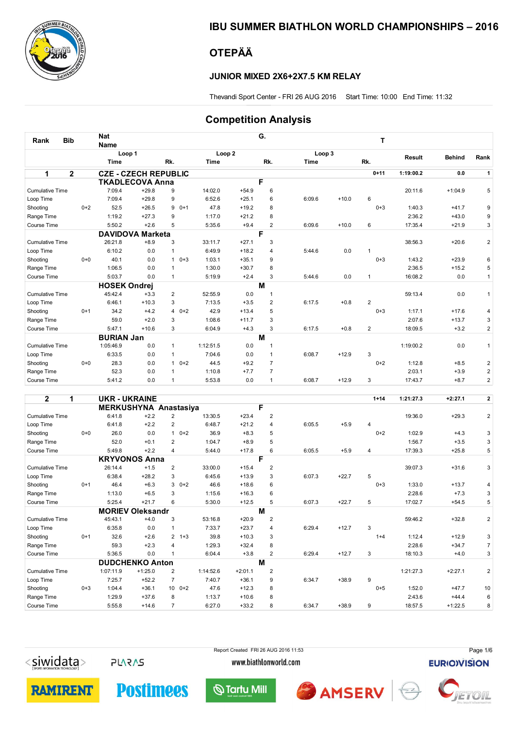# IBU SUMMER BIATHLON WORLD CHAMPIONSHIPS – 2016

## OTEPÄÄ

### JUNIOR MIXED 2X6+2X7.5 KM RELAY

Thevandi Sport Center - FRI 26 AUG 2016 Start Time: 10:00 End Time: 11:32

## Competition Analysis

| Rank | Bib | Nat / Name | Loop 1 Time | | Rk. | | Loop 2 Time | | Rk. (G.) | Loop 3 Time | | Rk. | T | Result | Behind | Rank |
|---|---|---|---|---|---|---|---|---|---|---|---|---|---|---|---|---|
| **1** | **2** | **CZE - CZECH REPUBLIC** | | | | | | | | | | | 0+11 | 1:19:00.2 | 0.0 | 1 |
| | | **TKADLECOVA Anna** | | | | | | | F | | | | | | | |
| Cumulative Time | | | 7:09.4 | +29.8 | 9 | | 14:02.0 | +54.9 | 6 | | | | | 20:11.6 | +1:04.9 | 5 |
| Loop Time | | | 7:09.4 | +29.8 | 9 | | 6:52.6 | +25.1 | 6 | 6:09.6 | +10.0 | 6 | | | | |
| Shooting | 0+2 | | 52.5 | +26.5 | 9 | 0+1 | 47.8 | +19.2 | 8 | | | | 0+3 | 1:40.3 | +41.7 | 9 |
| Range Time | | | 1:19.2 | +27.3 | 9 | | 1:17.0 | +21.2 | 8 | | | | | 2:36.2 | +43.0 | 9 |
| Course Time | | | 5:50.2 | +2.6 | 5 | | 5:35.6 | +9.4 | 2 | 6:09.6 | +10.0 | 6 | | 17:35.4 | +21.9 | 3 |
| | | **DAVIDOVA Marketa** | | | | | | | F | | | | | | | |
| Cumulative Time | | | 26:21.8 | +8.9 | 3 | | 33:11.7 | +27.1 | 3 | | | | | 38:56.3 | +20.6 | 2 |
| Loop Time | | | 6:10.2 | 0.0 | 1 | | 6:49.9 | +18.2 | 4 | 5:44.6 | 0.0 | 1 | | | | |
| Shooting | 0+0 | | 40.1 | 0.0 | 1 | 0+3 | 1:03.1 | +35.1 | 9 | | | | 0+3 | 1:43.2 | +23.9 | 6 |
| Range Time | | | 1:06.5 | 0.0 | 1 | | 1:30.0 | +30.7 | 8 | | | | | 2:36.5 | +15.2 | 5 |
| Course Time | | | 5:03.7 | 0.0 | 1 | | 5:19.9 | +2.4 | 3 | 5:44.6 | 0.0 | 1 | | 16:08.2 | 0.0 | 1 |
| | | **HOSEK Ondrej** | | | | | | | M | | | | | | | |
| Cumulative Time | | | 45:42.4 | +3.3 | 2 | | 52:55.9 | 0.0 | 1 | | | | | 59:13.4 | 0.0 | 1 |
| Loop Time | | | 6:46.1 | +10.3 | 3 | | 7:13.5 | +3.5 | 2 | 6:17.5 | +0.8 | 2 | | | | |
| Shooting | 0+1 | | 34.2 | +4.2 | 4 | 0+2 | 42.9 | +13.4 | 5 | | | | 0+3 | 1:17.1 | +17.6 | 4 |
| Range Time | | | 59.0 | +2.0 | 3 | | 1:08.6 | +11.7 | 3 | | | | | 2:07.6 | +13.7 | 3 |
| Course Time | | | 5:47.1 | +10.6 | 3 | | 6:04.9 | +4.3 | 3 | 6:17.5 | +0.8 | 2 | | 18:09.5 | +3.2 | 2 |
| | | **BURIAN Jan** | | | | | | | M | | | | | | | |
| Cumulative Time | | | 1:05:46.9 | 0.0 | 1 | | 1:12:51.5 | 0.0 | 1 | | | | | 1:19:00.2 | 0.0 | 1 |
| Loop Time | | | 6:33.5 | 0.0 | 1 | | 7:04.6 | 0.0 | 1 | 6:08.7 | +12.9 | 3 | | | | |
| Shooting | 0+0 | | 28.3 | 0.0 | 1 | 0+2 | 44.5 | +9.2 | 7 | | | | 0+2 | 1:12.8 | +8.5 | 2 |
| Range Time | | | 52.3 | 0.0 | 1 | | 1:10.8 | +7.7 | 7 | | | | | 2:03.1 | +3.9 | 2 |
| Course Time | | | 5:41.2 | 0.0 | 1 | | 5:53.8 | 0.0 | 1 | 6:08.7 | +12.9 | 3 | | 17:43.7 | +8.7 | 2 |
| **2** | **1** | **UKR - UKRAINE** | | | | | | | | | | | 1+14 | 1:21:27.3 | +2:27.1 | 2 |
| | | **MERKUSHYNA Anastasiya** | | | | | | | F | | | | | | | |
| Cumulative Time | | | 6:41.8 | +2.2 | 2 | | 13:30.5 | +23.4 | 2 | | | | | 19:36.0 | +29.3 | 2 |
| Loop Time | | | 6:41.8 | +2.2 | 2 | | 6:48.7 | +21.2 | 4 | 6:05.5 | +5.9 | 4 | | | | |
| Shooting | 0+0 | | 26.0 | 0.0 | 1 | 0+2 | 36.9 | +8.3 | 5 | | | | 0+2 | 1:02.9 | +4.3 | 3 |
| Range Time | | | 52.0 | +0.1 | 2 | | 1:04.7 | +8.9 | 5 | | | | | 1:56.7 | +3.5 | 3 |
| Course Time | | | 5:49.8 | +2.2 | 4 | | 5:44.0 | +17.8 | 6 | 6:05.5 | +5.9 | 4 | | 17:39.3 | +25.8 | 5 |
| | | **KRYVONOS Anna** | | | | | | | F | | | | | | | |
| Cumulative Time | | | 26:14.4 | +1.5 | 2 | | 33:00.0 | +15.4 | 2 | | | | | 39:07.3 | +31.6 | 3 |
| Loop Time | | | 6:38.4 | +28.2 | 3 | | 6:45.6 | +13.9 | 3 | 6:07.3 | +22.7 | 5 | | | | |
| Shooting | 0+1 | | 46.4 | +6.3 | 3 | 0+2 | 46.6 | +18.6 | 6 | | | | 0+3 | 1:33.0 | +13.7 | 4 |
| Range Time | | | 1:13.0 | +6.5 | 3 | | 1:15.6 | +16.3 | 6 | | | | | 2:28.6 | +7.3 | 3 |
| Course Time | | | 5:25.4 | +21.7 | 6 | | 5:30.0 | +12.5 | 5 | 6:07.3 | +22.7 | 5 | | 17:02.7 | +54.5 | 5 |
| | | **MORIEV Oleksandr** | | | | | | | M | | | | | | | |
| Cumulative Time | | | 45:43.1 | +4.0 | 3 | | 53:16.8 | +20.9 | 2 | | | | | 59:46.2 | +32.8 | 2 |
| Loop Time | | | 6:35.8 | 0.0 | 1 | | 7:33.7 | +23.7 | 4 | 6:29.4 | +12.7 | 3 | | | | |
| Shooting | 0+1 | | 32.6 | +2.6 | 2 | 1+3 | 39.8 | +10.3 | 3 | | | | 1+4 | 1:12.4 | +12.9 | 3 |
| Range Time | | | 59.3 | +2.3 | 4 | | 1:29.3 | +32.4 | 8 | | | | | 2:28.6 | +34.7 | 7 |
| Course Time | | | 5:36.5 | 0.0 | 1 | | 6:04.4 | +3.8 | 2 | 6:29.4 | +12.7 | 3 | | 18:10.3 | +4.0 | 3 |
| | | **DUDCHENKO Anton** | | | | | | | M | | | | | | | |
| Cumulative Time | | | 1:07:11.9 | +1:25.0 | 2 | | 1:14:52.6 | +2:01.1 | 2 | | | | | 1:21:27.3 | +2:27.1 | 2 |
| Loop Time | | | 7:25.7 | +52.2 | 7 | | 7:40.7 | +36.1 | 9 | 6:34.7 | +38.9 | 9 | | | | |
| Shooting | 0+3 | | 1:04.4 | +36.1 | 10 | 0+2 | 47.6 | +12.3 | 8 | | | | 0+5 | 1:52.0 | +47.7 | 10 |
| Range Time | | | 1:29.9 | +37.6 | 8 | | 1:13.7 | +10.6 | 8 | | | | | 2:43.6 | +44.4 | 6 |
| Course Time | | | 5:55.8 | +14.6 | 7 | | 6:27.0 | +33.2 | 8 | 6:34.7 | +38.9 | 9 | | 18:57.5 | +1:22.5 | 8 |

Report Created FRI 26 AUG 2016 11:53

www.biathlonworld.com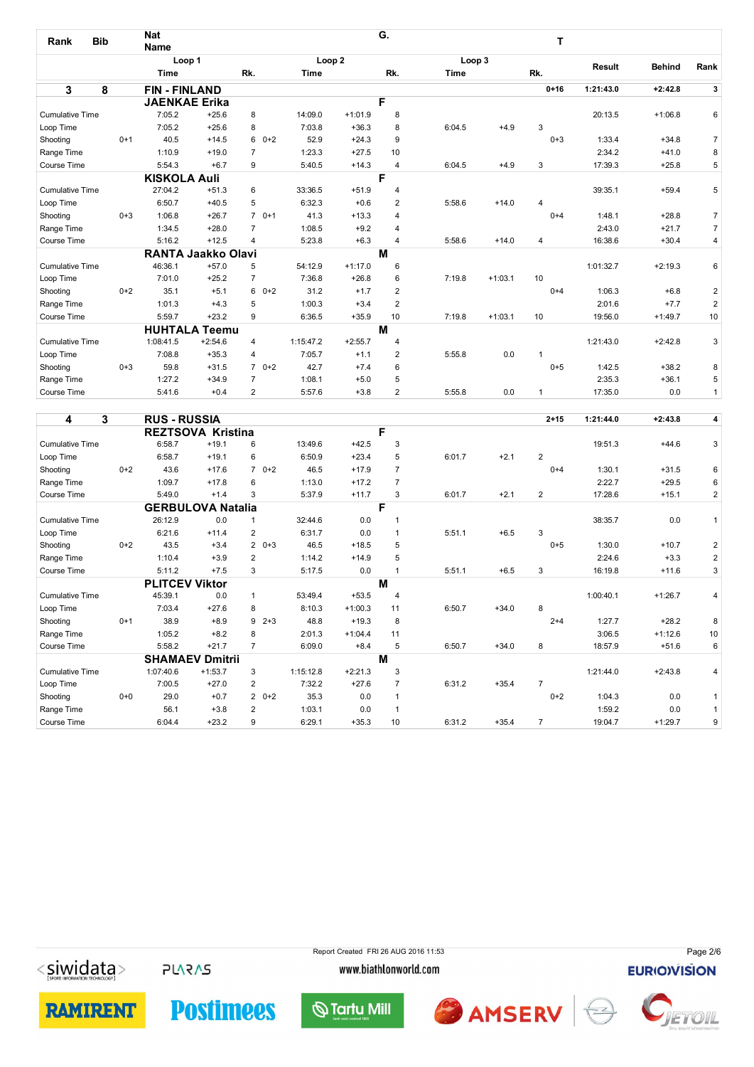| Rank | Bib | Nat Name | | | G. | | | | T | Result | Behind | Rank |
|---|---|---|---|---|---|---|---|---|---|---|---|---|
| | | Loop 1 | | | Loop 2 | | | Loop 3 | | | | |
| | | Time | | Rk. | Time | | Rk. | Time | | Rk. | | |
| **3** | **8** | **FIN - FINLAND** | | | | | | | **0+16** | **1:21:43.0** | **+2:42.8** | **3** |

| | | **JAENKAE Erika** | | | | | **F** | | | | | | | |
|---|---|---|---|---|---|---|---|---|---|---|---|---|---|---|
| Cumulative Time | | 7:05.2 | +25.6 | 8 | | 14:09.0 | +1:01.9 | 8 | | | | 20:13.5 | +1:06.8 | 6 |
| Loop Time | | 7:05.2 | +25.6 | 8 | | 7:03.8 | +36.3 | 8 | 6:04.5 | +4.9 | 3 | | | |
| Shooting | 0+1 | 40.5 | +14.5 | 6 | 0+2 | 52.9 | +24.3 | 9 | | | 0+3 | 1:33.4 | +34.8 | 7 |
| Range Time | | 1:10.9 | +19.0 | 7 | | 1:23.3 | +27.5 | 10 | | | | 2:34.2 | +41.0 | 8 |
| Course Time | | 5:54.3 | +6.7 | 9 | | 5:40.5 | +14.3 | 4 | 6:04.5 | +4.9 | 3 | 17:39.3 | +25.8 | 5 |
| | | **KISKOLA Auli** | | | | | **F** | | | | | | | |
| Cumulative Time | | 27:04.2 | +51.3 | 6 | | 33:36.5 | +51.9 | 4 | | | | 39:35.1 | +59.4 | 5 |
| Loop Time | | 6:50.7 | +40.5 | 5 | | 6:32.3 | +0.6 | 2 | 5:58.6 | +14.0 | 4 | | | |
| Shooting | 0+3 | 1:06.8 | +26.7 | 7 | 0+1 | 41.3 | +13.3 | 4 | | | 0+4 | 1:48.1 | +28.8 | 7 |
| Range Time | | 1:34.5 | +28.0 | 7 | | 1:08.5 | +9.2 | 4 | | | | 2:43.0 | +21.7 | 7 |
| Course Time | | 5:16.2 | +12.5 | 4 | | 5:23.8 | +6.3 | 4 | 5:58.6 | +14.0 | 4 | 16:38.6 | +30.4 | 4 |
| | | **RANTA Jaakko Olavi** | | | | | **M** | | | | | | | |
| Cumulative Time | | 46:36.1 | +57.0 | 5 | | 54:12.9 | +1:17.0 | 6 | | | | 1:01:32.7 | +2:19.3 | 6 |
| Loop Time | | 7:01.0 | +25.2 | 7 | | 7:36.8 | +26.8 | 6 | 7:19.8 | +1:03.1 | 10 | | | |
| Shooting | 0+2 | 35.1 | +5.1 | 6 | 0+2 | 31.2 | +1.7 | 2 | | | 0+4 | 1:06.3 | +6.8 | 2 |
| Range Time | | 1:01.3 | +4.3 | 5 | | 1:00.3 | +3.4 | 2 | | | | 2:01.6 | +7.7 | 2 |
| Course Time | | 5:59.7 | +23.2 | 9 | | 6:36.5 | +35.9 | 10 | 7:19.8 | +1:03.1 | 10 | 19:56.0 | +1:49.7 | 10 |
| | | **HUHTALA Teemu** | | | | | **M** | | | | | | | |
| Cumulative Time | | 1:08:41.5 | +2:54.6 | 4 | | 1:15:47.2 | +2:55.7 | 4 | | | | 1:21:43.0 | +2:42.8 | 3 |
| Loop Time | | 7:08.8 | +35.3 | 4 | | 7:05.7 | +1.1 | 2 | 5:55.8 | 0.0 | 1 | | | |
| Shooting | 0+3 | 59.8 | +31.5 | 7 | 0+2 | 42.7 | +7.4 | 6 | | | 0+5 | 1:42.5 | +38.2 | 8 |
| Range Time | | 1:27.2 | +34.9 | 7 | | 1:08.1 | +5.0 | 5 | | | | 2:35.3 | +36.1 | 5 |
| Course Time | | 5:41.6 | +0.4 | 2 | | 5:57.6 | +3.8 | 2 | 5:55.8 | 0.0 | 1 | 17:35.0 | 0.0 | 1 |

| **4** | **3** | **RUS - RUSSIA** | | | | | | | | | **2+15** | **1:21:44.0** | **+2:43.8** | **4** |
|---|---|---|---|---|---|---|---|---|---|---|---|---|---|---|
| | | **REZTSOVA Kristina** | | | | | **F** | | | | | | | |
| Cumulative Time | | 6:58.7 | +19.1 | 6 | | 13:49.6 | +42.5 | 3 | | | | 19:51.3 | +44.6 | 3 |
| Loop Time | | 6:58.7 | +19.1 | 6 | | 6:50.9 | +23.4 | 5 | 6:01.7 | +2.1 | 2 | | | |
| Shooting | 0+2 | 43.6 | +17.6 | 7 | 0+2 | 46.5 | +17.9 | 7 | | | 0+4 | 1:30.1 | +31.5 | 6 |
| Range Time | | 1:09.7 | +17.8 | 6 | | 1:13.0 | +17.2 | 7 | | | | 2:22.7 | +29.5 | 6 |
| Course Time | | 5:49.0 | +1.4 | 3 | | 5:37.9 | +11.7 | 3 | 6:01.7 | +2.1 | 2 | 17:28.6 | +15.1 | 2 |
| | | **GERBULOVA Natalia** | | | | | **F** | | | | | | | |
| Cumulative Time | | 26:12.9 | 0.0 | 1 | | 32:44.6 | 0.0 | 1 | | | | 38:35.7 | 0.0 | 1 |
| Loop Time | | 6:21.6 | +11.4 | 2 | | 6:31.7 | 0.0 | 1 | 5:51.1 | +6.5 | 3 | | | |
| Shooting | 0+2 | 43.5 | +3.4 | 2 | 0+3 | 46.5 | +18.5 | 5 | | | 0+5 | 1:30.0 | +10.7 | 2 |
| Range Time | | 1:10.4 | +3.9 | 2 | | 1:14.2 | +14.9 | 5 | | | | 2:24.6 | +3.3 | 2 |
| Course Time | | 5:11.2 | +7.5 | 3 | | 5:17.5 | 0.0 | 1 | 5:51.1 | +6.5 | 3 | 16:19.8 | +11.6 | 3 |
| | | **PLITCEV Viktor** | | | | | **M** | | | | | | | |
| Cumulative Time | | 45:39.1 | 0.0 | 1 | | 53:49.4 | +53.5 | 4 | | | | 1:00:40.1 | +1:26.7 | 4 |
| Loop Time | | 7:03.4 | +27.6 | 8 | | 8:10.3 | +1:00.3 | 11 | 6:50.7 | +34.0 | 8 | | | |
| Shooting | 0+1 | 38.9 | +8.9 | 9 | 2+3 | 48.8 | +19.3 | 8 | | | 2+4 | 1:27.7 | +28.2 | 8 |
| Range Time | | 1:05.2 | +8.2 | 8 | | 2:01.3 | +1:04.4 | 11 | | | | 3:06.5 | +1:12.6 | 10 |
| Course Time | | 5:58.2 | +21.7 | 7 | | 6:09.0 | +8.4 | 5 | 6:50.7 | +34.0 | 8 | 18:57.9 | +51.6 | 6 |
| | | **SHAMAEV Dmitrii** | | | | | **M** | | | | | | | |
| Cumulative Time | | 1:07:40.6 | +1:53.7 | 3 | | 1:15:12.8 | +2:21.3 | 3 | | | | 1:21:44.0 | +2:43.8 | 4 |
| Loop Time | | 7:00.5 | +27.0 | 2 | | 7:32.2 | +27.6 | 7 | 6:31.2 | +35.4 | 7 | | | |
| Shooting | 0+0 | 29.0 | +0.7 | 2 | 0+2 | 35.3 | 0.0 | 1 | | | 0+2 | 1:04.3 | 0.0 | 1 |
| Range Time | | 56.1 | +3.8 | 2 | | 1:03.1 | 0.0 | 1 | | | | 1:59.2 | 0.0 | 1 |
| Course Time | | 6:04.4 | +23.2 | 9 | | 6:29.1 | +35.3 | 10 | 6:31.2 | +35.4 | 7 | 19:04.7 | +1:29.7 | 9 |

Report Created FRI 26 AUG 2016 11:53

www.biathlonworld.com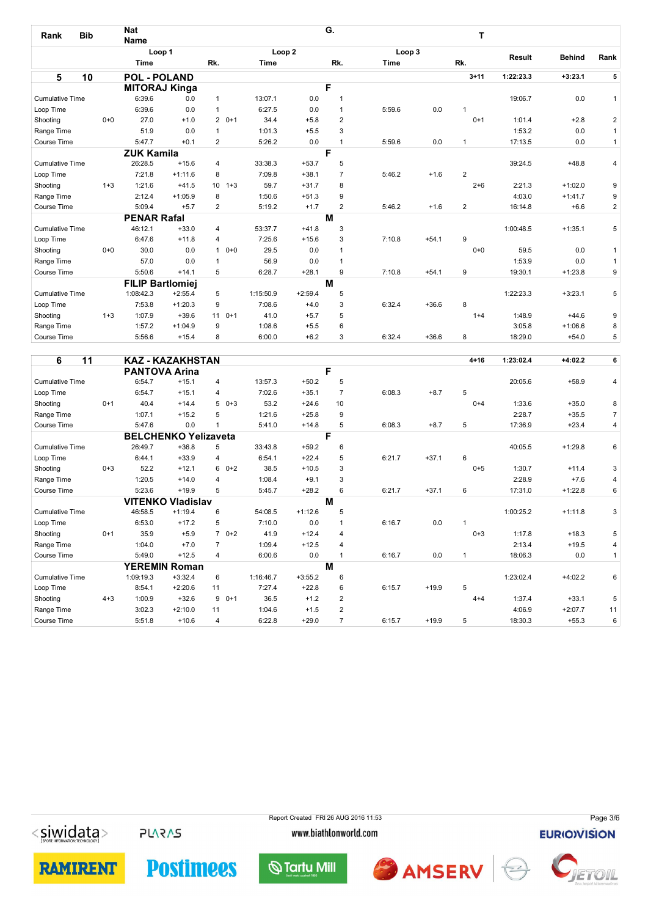| Rank | Bib | Nat Name | | | | | G. | | | | T | | | |
|---|---|---|---|---|---|---|---|---|---|---|---|---|---|---|
| | | Loop 1 | | | Loop 2 | | | Loop 3 | | | | Result | Behind | Rank |
| | | Time | | Rk. | Time | | Rk. | Time | | Rk. | | | | |
| **5** | **10** | **POL - POLAND** | | | | | | | | | **3+11** | **1:22:23.3** | **+3:23.1** | **5** |
| | | **MITORAJ Kinga** | | | | | **F** | | | | | | | |
| Cumulative Time | | 6:39.6 | 0.0 | 1 | 13:07.1 | 0.0 | 1 | | | | | 19:06.7 | 0.0 | 1 |
| Loop Time | | 6:39.6 | 0.0 | 1 | 6:27.5 | 0.0 | 1 | 5:59.6 | 0.0 | 1 | | | | |
| Shooting | 0+0 | 27.0 | +1.0 | 2 0+1 | 34.4 | +5.8 | 2 | | | | 0+1 | 1:01.4 | +2.8 | 2 |
| Range Time | | 51.9 | 0.0 | 1 | 1:01.3 | +5.5 | 3 | | | | | 1:53.2 | 0.0 | 1 |
| Course Time | | 5:47.7 | +0.1 | 2 | 5:26.2 | 0.0 | 1 | 5:59.6 | 0.0 | 1 | | 17:13.5 | 0.0 | 1 |
| | | **ZUK Kamila** | | | | | **F** | | | | | | | |
| Cumulative Time | | 26:28.5 | +15.6 | 4 | 33:38.3 | +53.7 | 5 | | | | | 39:24.5 | +48.8 | 4 |
| Loop Time | | 7:21.8 | +1:11.6 | 8 | 7:09.8 | +38.1 | 7 | 5:46.2 | +1.6 | 2 | | | | |
| Shooting | 1+3 | 1:21.6 | +41.5 | 10 1+3 | 59.7 | +31.7 | 8 | | | | 2+6 | 2:21.3 | +1:02.0 | 9 |
| Range Time | | 2:12.4 | +1:05.9 | 8 | 1:50.6 | +51.3 | 9 | | | | | 4:03.0 | +1:41.7 | 9 |
| Course Time | | 5:09.4 | +5.7 | 2 | 5:19.2 | +1.7 | 2 | 5:46.2 | +1.6 | 2 | | 16:14.8 | +6.6 | 2 |
| | | **PENAR Rafal** | | | | | **M** | | | | | | | |
| Cumulative Time | | 46:12.1 | +33.0 | 4 | 53:37.7 | +41.8 | 3 | | | | | 1:00:48.5 | +1:35.1 | 5 |
| Loop Time | | 6:47.6 | +11.8 | 4 | 7:25.6 | +15.6 | 3 | 7:10.8 | +54.1 | 9 | | | | |
| Shooting | 0+0 | 30.0 | 0.0 | 1 0+0 | 29.5 | 0.0 | 1 | | | | 0+0 | 59.5 | 0.0 | 1 |
| Range Time | | 57.0 | 0.0 | 1 | 56.9 | 0.0 | 1 | | | | | 1:53.9 | 0.0 | 1 |
| Course Time | | 5:50.6 | +14.1 | 5 | 6:28.7 | +28.1 | 9 | 7:10.8 | +54.1 | 9 | | 19:30.1 | +1:23.8 | 9 |
| | | **FILIP Bartlomiej** | | | | | **M** | | | | | | | |
| Cumulative Time | | 1:08:42.3 | +2:55.4 | 5 | 1:15:50.9 | +2:59.4 | 5 | | | | | 1:22:23.3 | +3:23.1 | 5 |
| Loop Time | | 7:53.8 | +1:20.3 | 9 | 7:08.6 | +4.0 | 3 | 6:32.4 | +36.6 | 8 | | | | |
| Shooting | 1+3 | 1:07.9 | +39.6 | 11 0+1 | 41.0 | +5.7 | 5 | | | | 1+4 | 1:48.9 | +44.6 | 9 |
| Range Time | | 1:57.2 | +1:04.9 | 9 | 1:08.6 | +5.5 | 6 | | | | | 3:05.8 | +1:06.6 | 8 |
| Course Time | | 5:56.6 | +15.4 | 8 | 6:00.0 | +6.2 | 3 | 6:32.4 | +36.6 | 8 | | 18:29.0 | +54.0 | 5 |
| **6** | **11** | **KAZ - KAZAKHSTAN** | | | | | | | | | **4+16** | **1:23:02.4** | **+4:02.2** | **6** |
| | | **PANTOVA Arina** | | | | | **F** | | | | | | | |
| Cumulative Time | | 6:54.7 | +15.1 | 4 | 13:57.3 | +50.2 | 5 | | | | | 20:05.6 | +58.9 | 4 |
| Loop Time | | 6:54.7 | +15.1 | 4 | 7:02.6 | +35.1 | 7 | 6:08.3 | +8.7 | 5 | | | | |
| Shooting | 0+1 | 40.4 | +14.4 | 5 0+3 | 53.2 | +24.6 | 10 | | | | 0+4 | 1:33.6 | +35.0 | 8 |
| Range Time | | 1:07.1 | +15.2 | 5 | 1:21.6 | +25.8 | 9 | | | | | 2:28.7 | +35.5 | 7 |
| Course Time | | 5:47.6 | 0.0 | 1 | 5:41.0 | +14.8 | 5 | 6:08.3 | +8.7 | 5 | | 17:36.9 | +23.4 | 4 |
| | | **BELCHENKO Yelizaveta** | | | | | **F** | | | | | | | |
| Cumulative Time | | 26:49.7 | +36.8 | 5 | 33:43.8 | +59.2 | 6 | | | | | 40:05.5 | +1:29.8 | 6 |
| Loop Time | | 6:44.1 | +33.9 | 4 | 6:54.1 | +22.4 | 5 | 6:21.7 | +37.1 | 6 | | | | |
| Shooting | 0+3 | 52.2 | +12.1 | 6 0+2 | 38.5 | +10.5 | 3 | | | | 0+5 | 1:30.7 | +11.4 | 3 |
| Range Time | | 1:20.5 | +14.0 | 4 | 1:08.4 | +9.1 | 3 | | | | | 2:28.9 | +7.6 | 4 |
| Course Time | | 5:23.6 | +19.9 | 5 | 5:45.7 | +28.2 | 6 | 6:21.7 | +37.1 | 6 | | 17:31.0 | +1:22.8 | 6 |
| | | **VITENKO Vladislav** | | | | | **M** | | | | | | | |
| Cumulative Time | | 46:58.5 | +1:19.4 | 6 | 54:08.5 | +1:12.6 | 5 | | | | | 1:00:25.2 | +1:11.8 | 3 |
| Loop Time | | 6:53.0 | +17.2 | 5 | 7:10.0 | 0.0 | 1 | 6:16.7 | 0.0 | 1 | | | | |
| Shooting | 0+1 | 35.9 | +5.9 | 7 0+2 | 41.9 | +12.4 | 4 | | | | 0+3 | 1:17.8 | +18.3 | 5 |
| Range Time | | 1:04.0 | +7.0 | 7 | 1:09.4 | +12.5 | 4 | | | | | 2:13.4 | +19.5 | 4 |
| Course Time | | 5:49.0 | +12.5 | 4 | 6:00.6 | 0.0 | 1 | 6:16.7 | 0.0 | 1 | | 18:06.3 | 0.0 | 1 |
| | | **YEREMIN Roman** | | | | | **M** | | | | | | | |
| Cumulative Time | | 1:09:19.3 | +3:32.4 | 6 | 1:16:46.7 | +3:55.2 | 6 | | | | | 1:23:02.4 | +4:02.2 | 6 |
| Loop Time | | 8:54.1 | +2:20.6 | 11 | 7:27.4 | +22.8 | 6 | 6:15.7 | +19.9 | 5 | | | | |
| Shooting | 4+3 | 1:00.9 | +32.6 | 9 0+1 | 36.5 | +1.2 | 2 | | | | 4+4 | 1:37.4 | +33.1 | 5 |
| Range Time | | 3:02.3 | +2:10.0 | 11 | 1:04.6 | +1.5 | 2 | | | | | 4:06.9 | +2:07.7 | 11 |
| Course Time | | 5:51.8 | +10.6 | 4 | 6:22.8 | +29.0 | 7 | 6:15.7 | +19.9 | 5 | | 18:30.3 | +55.3 | 6 |

Report Created FRI 26 AUG 2016 11:53

www.biathlonworld.com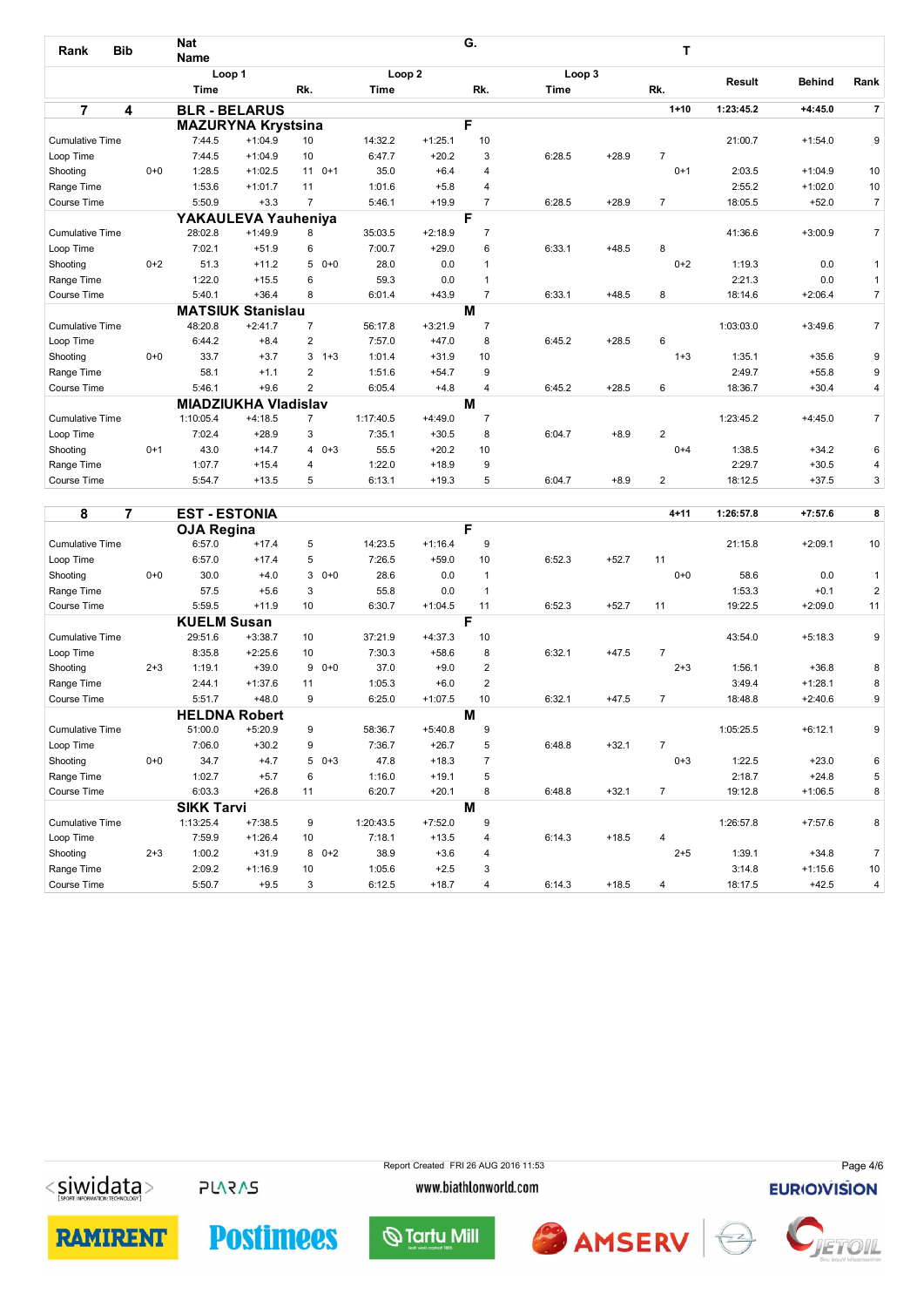| Rank | Bib | Nat Name | | | | G. | | | | | T | Result | Behind | Rank |
|---|---|---|---|---|---|---|---|---|---|---|---|---|---|---|
| | | Loop 1 | | | | Loop 2 | | | Loop 3 | | | | | |
| | | Time | | Rk. | | Time | | Rk. | Time | | Rk. | | | |
| **7** | **4** | **BLR - BELARUS** | | | | | | | | | **1+10** | **1:23:45.2** | **+4:45.0** | **7** |
| | | **MAZURYNA Krystsina** | | | | | | **F** | | | | | | |
| Cumulative Time | | 7:44.5 | +1:04.9 | 10 | | 14:32.2 | +1:25.1 | 10 | | | | 21:00.7 | +1:54.0 | 9 |
| Loop Time | | 7:44.5 | +1:04.9 | 10 | | 6:47.7 | +20.2 | 3 | 6:28.5 | +28.9 | 7 | | | |
| Shooting | 0+0 | 1:28.5 | +1:02.5 | 11 | 0+1 | 35.0 | +6.4 | 4 | | | 0+1 | 2:03.5 | +1:04.9 | 10 |
| Range Time | | 1:53.6 | +1:01.7 | 11 | | 1:01.6 | +5.8 | 4 | | | | 2:55.2 | +1:02.0 | 10 |
| Course Time | | 5:50.9 | +3.3 | 7 | | 5:46.1 | +19.9 | 7 | 6:28.5 | +28.9 | 7 | 18:05.5 | +52.0 | 7 |
| | | **YAKAULEVA Yauheniya** | | | | | | **F** | | | | | | |
| Cumulative Time | | 28:02.8 | +1:49.9 | 8 | | 35:03.5 | +2:18.9 | 7 | | | | 41:36.6 | +3:00.9 | 7 |
| Loop Time | | 7:02.1 | +51.9 | 6 | | 7:00.7 | +29.0 | 6 | 6:33.1 | +48.5 | 8 | | | |
| Shooting | 0+2 | 51.3 | +11.2 | 5 | 0+0 | 28.0 | 0.0 | 1 | | | 0+2 | 1:19.3 | 0.0 | 1 |
| Range Time | | 1:22.0 | +15.5 | 6 | | 59.3 | 0.0 | 1 | | | | 2:21.3 | 0.0 | 1 |
| Course Time | | 5:40.1 | +36.4 | 8 | | 6:01.4 | +43.9 | 7 | 6:33.1 | +48.5 | 8 | 18:14.6 | +2:06.4 | 7 |
| | | **MATSIUK Stanislau** | | | | | | **M** | | | | | | |
| Cumulative Time | | 48:20.8 | +2:41.7 | 7 | | 56:17.8 | +3:21.9 | 7 | | | | 1:03:03.0 | +3:49.6 | 7 |
| Loop Time | | 6:44.2 | +8.4 | 2 | | 7:57.0 | +47.0 | 8 | 6:45.2 | +28.5 | 6 | | | |
| Shooting | 0+0 | 33.7 | +3.7 | 3 | 1+3 | 1:01.4 | +31.9 | 10 | | | 1+3 | 1:35.1 | +35.6 | 9 |
| Range Time | | 58.1 | +1.1 | 2 | | 1:51.6 | +54.7 | 9 | | | | 2:49.7 | +55.8 | 9 |
| Course Time | | 5:46.1 | +9.6 | 2 | | 6:05.4 | +4.8 | 4 | 6:45.2 | +28.5 | 6 | 18:36.7 | +30.4 | 4 |
| | | **MIADZIUKHA Vladislav** | | | | | | **M** | | | | | | |
| Cumulative Time | | 1:10:05.4 | +4:18.5 | 7 | | 1:17:40.5 | +4:49.0 | 7 | | | | 1:23:45.2 | +4:45.0 | 7 |
| Loop Time | | 7:02.4 | +28.9 | 3 | | 7:35.1 | +30.5 | 8 | 6:04.7 | +8.9 | 2 | | | |
| Shooting | 0+1 | 43.0 | +14.7 | 4 | 0+3 | 55.5 | +20.2 | 10 | | | 0+4 | 1:38.5 | +34.2 | 6 |
| Range Time | | 1:07.7 | +15.4 | 4 | | 1:22.0 | +18.9 | 9 | | | | 2:29.7 | +30.5 | 4 |
| Course Time | | 5:54.7 | +13.5 | 5 | | 6:13.1 | +19.3 | 5 | 6:04.7 | +8.9 | 2 | 18:12.5 | +37.5 | 3 |
| **8** | **7** | **EST - ESTONIA** | | | | | | | | | **4+11** | **1:26:57.8** | **+7:57.6** | **8** |
| | | **OJA Regina** | | | | | | **F** | | | | | | |
| Cumulative Time | | 6:57.0 | +17.4 | 5 | | 14:23.5 | +1:16.4 | 9 | | | | 21:15.8 | +2:09.1 | 10 |
| Loop Time | | 6:57.0 | +17.4 | 5 | | 7:26.5 | +59.0 | 10 | 6:52.3 | +52.7 | 11 | | | |
| Shooting | 0+0 | 30.0 | +4.0 | 3 | 0+0 | 28.6 | 0.0 | 1 | | | 0+0 | 58.6 | 0.0 | 1 |
| Range Time | | 57.5 | +5.6 | 3 | | 55.8 | 0.0 | 1 | | | | 1:53.3 | +0.1 | 2 |
| Course Time | | 5:59.5 | +11.9 | 10 | | 6:30.7 | +1:04.5 | 11 | 6:52.3 | +52.7 | 11 | 19:22.5 | +2:09.0 | 11 |
| | | **KUELM Susan** | | | | | | **F** | | | | | | |
| Cumulative Time | | 29:51.6 | +3:38.7 | 10 | | 37:21.9 | +4:37.3 | 10 | | | | 43:54.0 | +5:18.3 | 9 |
| Loop Time | | 8:35.8 | +2:25.6 | 10 | | 7:30.3 | +58.6 | 8 | 6:32.1 | +47.5 | 7 | | | |
| Shooting | 2+3 | 1:19.1 | +39.0 | 9 | 0+0 | 37.0 | +9.0 | 2 | | | 2+3 | 1:56.1 | +36.8 | 8 |
| Range Time | | 2:44.1 | +1:37.6 | 11 | | 1:05.3 | +6.0 | 2 | | | | 3:49.4 | +1:28.1 | 8 |
| Course Time | | 5:51.7 | +48.0 | 9 | | 6:25.0 | +1:07.5 | 10 | 6:32.1 | +47.5 | 7 | 18:48.8 | +2:40.6 | 9 |
| | | **HELDNA Robert** | | | | | | **M** | | | | | | |
| Cumulative Time | | 51:00.0 | +5:20.9 | 9 | | 58:36.7 | +5:40.8 | 9 | | | | 1:05:25.5 | +6:12.1 | 9 |
| Loop Time | | 7:06.0 | +30.2 | 9 | | 7:36.7 | +26.7 | 5 | 6:48.8 | +32.1 | 7 | | | |
| Shooting | 0+0 | 34.7 | +4.7 | 5 | 0+3 | 47.8 | +18.3 | 7 | | | 0+3 | 1:22.5 | +23.0 | 6 |
| Range Time | | 1:02.7 | +5.7 | 6 | | 1:16.0 | +19.1 | 5 | | | | 2:18.7 | +24.8 | 5 |
| Course Time | | 6:03.3 | +26.8 | 11 | | 6:20.7 | +20.1 | 8 | 6:48.8 | +32.1 | 7 | 19:12.8 | +1:06.5 | 8 |
| | | **SIKK Tarvi** | | | | | | **M** | | | | | | |
| Cumulative Time | | 1:13:25.4 | +7:38.5 | 9 | | 1:20:43.5 | +7:52.0 | 9 | | | | 1:26:57.8 | +7:57.6 | 8 |
| Loop Time | | 7:59.9 | +1:26.4 | 10 | | 7:18.1 | +13.5 | 4 | 6:14.3 | +18.5 | 4 | | | |
| Shooting | 2+3 | 1:00.2 | +31.9 | 8 | 0+2 | 38.9 | +3.6 | 4 | | | 2+5 | 1:39.1 | +34.8 | 7 |
| Range Time | | 2:09.2 | +1:16.9 | 10 | | 1:05.6 | +2.5 | 3 | | | | 3:14.8 | +1:15.6 | 10 |
| Course Time | | 5:50.7 | +9.5 | 3 | | 6:12.5 | +18.7 | 4 | 6:14.3 | +18.5 | 4 | 18:17.5 | +42.5 | 4 |

Report Created FRI 26 AUG 2016 11:53

www.biathlonworld.com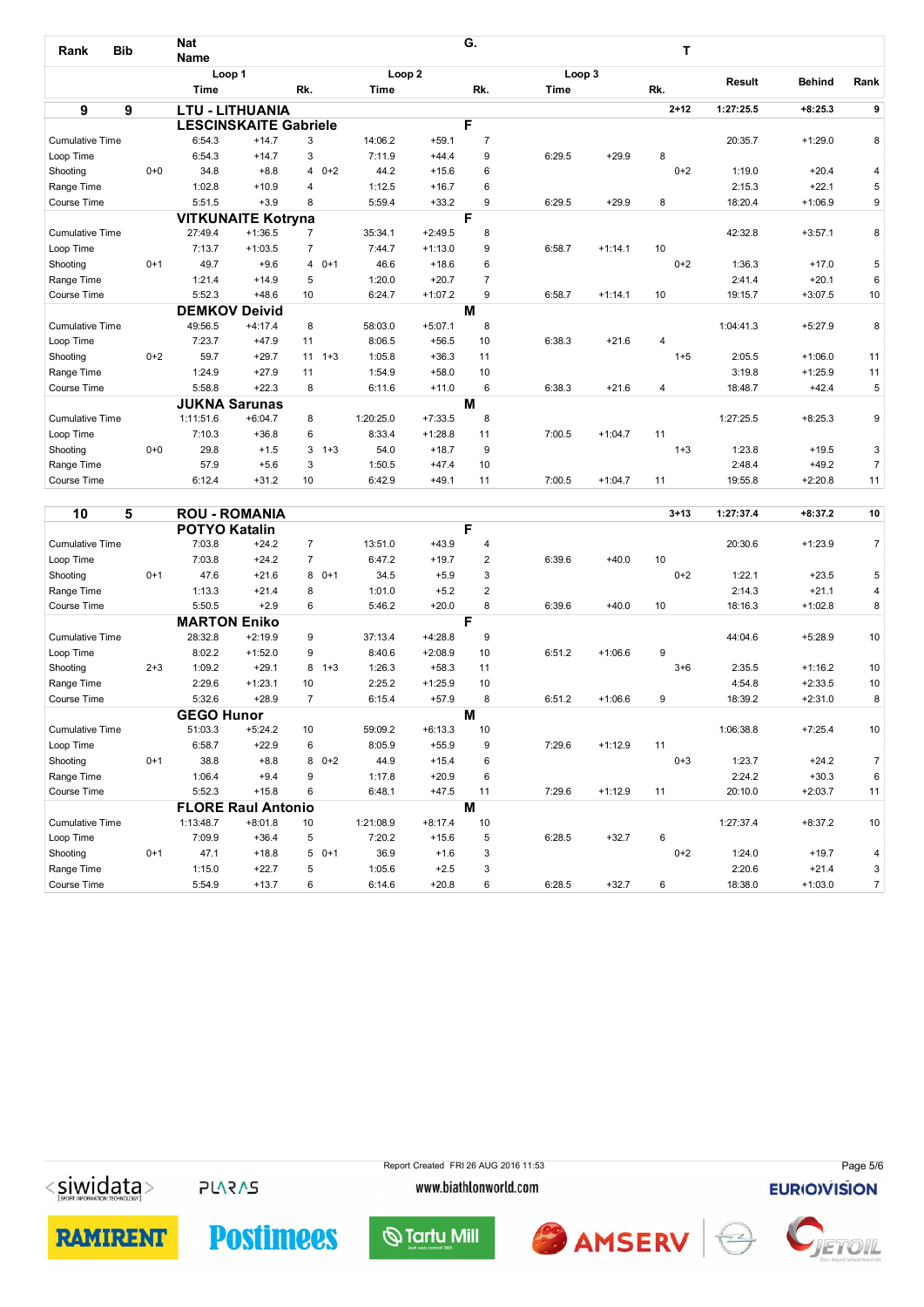| Rank | Bib | | Nat Name | | | | G. | | | | T | | | |
|---|---|---|---|---|---|---|---|---|---|---|---|---|---|---|
| | | | Loop 1 | | | Loop 2 | | | Loop 3 | | | Result | Behind | Rank |
| | | | Time | | Rk. | Time | | Rk. | Time | | Rk. | | | |
| **9** | **9** | | **LTU - LITHUANIA** | | | | | | | | **2+12** | **1:27:25.5** | **+8:25.3** | **9** |
| | | | **LESCINSKAITE Gabriele** | | | | **F** | | | | | | | |
| Cumulative Time | | | 6:54.3 | +14.7 | 3 | 14:06.2 | +59.1 | 7 | | | | 20:35.7 | +1:29.0 | 8 |
| Loop Time | | | 6:54.3 | +14.7 | 3 | 7:11.9 | +44.4 | 9 | 6:29.5 | +29.9 | 8 | | | |
| Shooting | | 0+0 | 34.8 | +8.8 | 4 0+2 | 44.2 | +15.6 | 6 | | | 0+2 | 1:19.0 | +20.4 | 4 |
| Range Time | | | 1:02.8 | +10.9 | 4 | 1:12.5 | +16.7 | 6 | | | | 2:15.3 | +22.1 | 5 |
| Course Time | | | 5:51.5 | +3.9 | 8 | 5:59.4 | +33.2 | 9 | 6:29.5 | +29.9 | 8 | 18:20.4 | +1:06.9 | 9 |
| | | | **VITKUNAITE Kotryna** | | | | **F** | | | | | | | |
| Cumulative Time | | | 27:49.4 | +1:36.5 | 7 | 35:34.1 | +2:49.5 | 8 | | | | 42:32.8 | +3:57.1 | 8 |
| Loop Time | | | 7:13.7 | +1:03.5 | 7 | 7:44.7 | +1:13.0 | 9 | 6:58.7 | +1:14.1 | 10 | | | |
| Shooting | | 0+1 | 49.7 | +9.6 | 4 0+1 | 46.6 | +18.6 | 6 | | | 0+2 | 1:36.3 | +17.0 | 5 |
| Range Time | | | 1:21.4 | +14.9 | 5 | 1:20.0 | +20.7 | 7 | | | | 2:41.4 | +20.1 | 6 |
| Course Time | | | 5:52.3 | +48.6 | 10 | 6:24.7 | +1:07.2 | 9 | 6:58.7 | +1:14.1 | 10 | 19:15.7 | +3:07.5 | 10 |
| | | | **DEMKOV Deivid** | | | | **M** | | | | | | | |
| Cumulative Time | | | 49:56.5 | +4:17.4 | 8 | 58:03.0 | +5:07.1 | 8 | | | | 1:04:41.3 | +5:27.9 | 8 |
| Loop Time | | | 7:23.7 | +47.9 | 11 | 8:06.5 | +56.5 | 10 | 6:38.3 | +21.6 | 4 | | | |
| Shooting | | 0+2 | 59.7 | +29.7 | 11 1+3 | 1:05.8 | +36.3 | 11 | | | 1+5 | 2:05.5 | +1:06.0 | 11 |
| Range Time | | | 1:24.9 | +27.9 | 11 | 1:54.9 | +58.0 | 10 | | | | 3:19.8 | +1:25.9 | 11 |
| Course Time | | | 5:58.8 | +22.3 | 8 | 6:11.6 | +11.0 | 6 | 6:38.3 | +21.6 | 4 | 18:48.7 | +42.4 | 5 |
| | | | **JUKNA Sarunas** | | | | **M** | | | | | | | |
| Cumulative Time | | | 1:11:51.6 | +6:04.7 | 8 | 1:20:25.0 | +7:33.5 | 8 | | | | 1:27:25.5 | +8:25.3 | 9 |
| Loop Time | | | 7:10.3 | +36.8 | 6 | 8:33.4 | +1:28.8 | 11 | 7:00.5 | +1:04.7 | 11 | | | |
| Shooting | | 0+0 | 29.8 | +1.5 | 3 1+3 | 54.0 | +18.7 | 9 | | | 1+3 | 1:23.8 | +19.5 | 3 |
| Range Time | | | 57.9 | +5.6 | 3 | 1:50.5 | +47.4 | 10 | | | | 2:48.4 | +49.2 | 7 |
| Course Time | | | 6:12.4 | +31.2 | 10 | 6:42.9 | +49.1 | 11 | 7:00.5 | +1:04.7 | 11 | 19:55.8 | +2:20.8 | 11 |
| **10** | **5** | | **ROU - ROMANIA** | | | | | | | | **3+13** | **1:27:37.4** | **+8:37.2** | **10** |
| | | | **POTYO Katalin** | | | | **F** | | | | | | | |
| Cumulative Time | | | 7:03.8 | +24.2 | 7 | 13:51.0 | +43.9 | 4 | | | | 20:30.6 | +1:23.9 | 7 |
| Loop Time | | | 7:03.8 | +24.2 | 7 | 6:47.2 | +19.7 | 2 | 6:39.6 | +40.0 | 10 | | | |
| Shooting | | 0+1 | 47.6 | +21.6 | 8 0+1 | 34.5 | +5.9 | 3 | | | 0+2 | 1:22.1 | +23.5 | 5 |
| Range Time | | | 1:13.3 | +21.4 | 8 | 1:01.0 | +5.2 | 2 | | | | 2:14.3 | +21.1 | 4 |
| Course Time | | | 5:50.5 | +2.9 | 6 | 5:46.2 | +20.0 | 8 | 6:39.6 | +40.0 | 10 | 18:16.3 | +1:02.8 | 8 |
| | | | **MARTON Eniko** | | | | **F** | | | | | | | |
| Cumulative Time | | | 28:32.8 | +2:19.9 | 9 | 37:13.4 | +4:28.8 | 9 | | | | 44:04.6 | +5:28.9 | 10 |
| Loop Time | | | 8:02.2 | +1:52.0 | 9 | 8:40.6 | +2:08.9 | 10 | 6:51.2 | +1:06.6 | 9 | | | |
| Shooting | | 2+3 | 1:09.2 | +29.1 | 8 1+3 | 1:26.3 | +58.3 | 11 | | | 3+6 | 2:35.5 | +1:16.2 | 10 |
| Range Time | | | 2:29.6 | +1:23.1 | 10 | 2:25.2 | +1:25.9 | 10 | | | | 4:54.8 | +2:33.5 | 10 |
| Course Time | | | 5:32.6 | +28.9 | 7 | 6:15.4 | +57.9 | 8 | 6:51.2 | +1:06.6 | 9 | 18:39.2 | +2:31.0 | 8 |
| | | | **GEGO Hunor** | | | | **M** | | | | | | | |
| Cumulative Time | | | 51:03.3 | +5:24.2 | 10 | 59:09.2 | +6:13.3 | 10 | | | | 1:06:38.8 | +7:25.4 | 10 |
| Loop Time | | | 6:58.7 | +22.9 | 6 | 8:05.9 | +55.9 | 9 | 7:29.6 | +1:12.9 | 11 | | | |
| Shooting | | 0+1 | 38.8 | +8.8 | 8 0+2 | 44.9 | +15.4 | 6 | | | 0+3 | 1:23.7 | +24.2 | 7 |
| Range Time | | | 1:06.4 | +9.4 | 9 | 1:17.8 | +20.9 | 6 | | | | 2:24.2 | +30.3 | 6 |
| Course Time | | | 5:52.3 | +15.8 | 6 | 6:48.1 | +47.5 | 11 | 7:29.6 | +1:12.9 | 11 | 20:10.0 | +2:03.7 | 11 |
| | | | **FLORE Raul Antonio** | | | | **M** | | | | | | | |
| Cumulative Time | | | 1:13:48.7 | +8:01.8 | 10 | 1:21:08.9 | +8:17.4 | 10 | | | | 1:27:37.4 | +8:37.2 | 10 |
| Loop Time | | | 7:09.9 | +36.4 | 5 | 7:20.2 | +15.6 | 5 | 6:28.5 | +32.7 | 6 | | | |
| Shooting | | 0+1 | 47.1 | +18.8 | 5 0+1 | 36.9 | +1.6 | 3 | | | 0+2 | 1:24.0 | +19.7 | 4 |
| Range Time | | | 1:15.0 | +22.7 | 5 | 1:05.6 | +2.5 | 3 | | | | 2:20.6 | +21.4 | 3 |
| Course Time | | | 5:54.9 | +13.7 | 6 | 6:14.6 | +20.8 | 6 | 6:28.5 | +32.7 | 6 | 18:38.0 | +1:03.0 | 7 |

Report Created FRI 26 AUG 2016 11:53

www.biathlonworld.com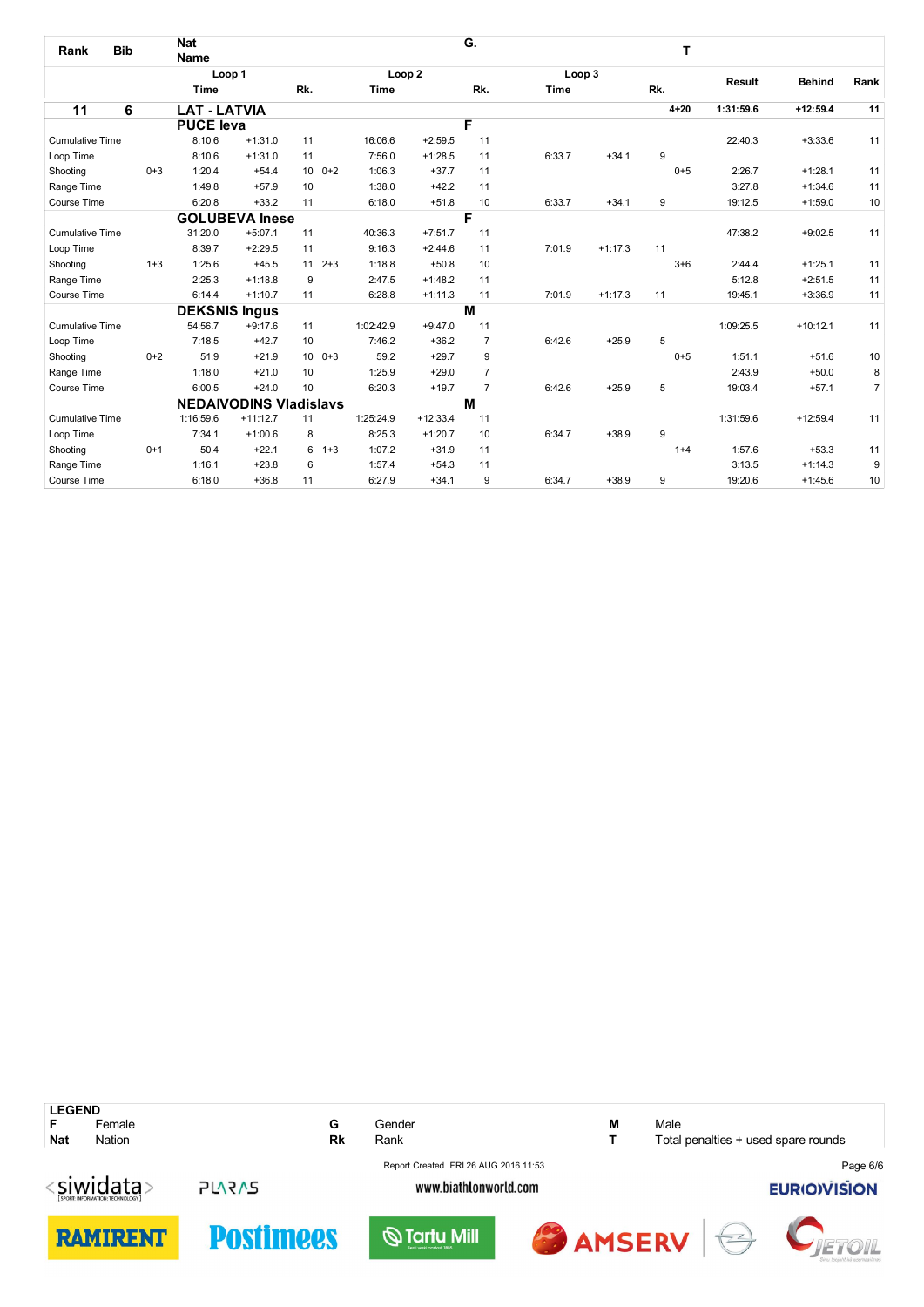| Rank | Bib | | Nat Name | | | | | G. | | | | T | Result | Behind | Rank |
|---|---|---|---|---|---|---|---|---|---|---|---|---|---|---|---|
| | | | Loop 1 Time | | Rk. | | Loop 2 Time | Rk. | Loop 3 Time | | Rk. | | | | |
| **11** | **6** | | **LAT - LATVIA** | | | | | | | | | **4+20** | **1:31:59.6** | **+12:59.4** | **11** |
| | | | **PUCE Ieva** | | | | | **F** | | | | | | | |
| Cumulative Time | | | 8:10.6 | +1:31.0 | 11 | | 16:06.6 | +2:59.5 | 11 | | | | 22:40.3 | +3:33.6 | 11 |
| Loop Time | | | 8:10.6 | +1:31.0 | 11 | | 7:56.0 | +1:28.5 | 11 | 6:33.7 | +34.1 | 9 | | | |
| Shooting | | 0+3 | 1:20.4 | +54.4 | 10 | 0+2 | 1:06.3 | +37.7 | 11 | | | 0+5 | 2:26.7 | +1:28.1 | 11 |
| Range Time | | | 1:49.8 | +57.9 | 10 | | 1:38.0 | +42.2 | 11 | | | | 3:27.8 | +1:34.6 | 11 |
| Course Time | | | 6:20.8 | +33.2 | 11 | | 6:18.0 | +51.8 | 10 | 6:33.7 | +34.1 | 9 | 19:12.5 | +1:59.0 | 10 |
| | | | **GOLUBEVA Inese** | | | | | **F** | | | | | | | |
| Cumulative Time | | | 31:20.0 | +5:07.1 | 11 | | 40:36.3 | +7:51.7 | 11 | | | | 47:38.2 | +9:02.5 | 11 |
| Loop Time | | | 8:39.7 | +2:29.5 | 11 | | 9:16.3 | +2:44.6 | 11 | 7:01.9 | +1:17.3 | 11 | | | |
| Shooting | | 1+3 | 1:25.6 | +45.5 | 11 | 2+3 | 1:18.8 | +50.8 | 10 | | | 3+6 | 2:44.4 | +1:25.1 | 11 |
| Range Time | | | 2:25.3 | +1:18.8 | 9 | | 2:47.5 | +1:48.2 | 11 | | | | 5:12.8 | +2:51.5 | 11 |
| Course Time | | | 6:14.4 | +1:10.7 | 11 | | 6:28.8 | +1:11.3 | 11 | 7:01.9 | +1:17.3 | 11 | 19:45.1 | +3:36.9 | 11 |
| | | | **DEKSNIS Ingus** | | | | | **M** | | | | | | | |
| Cumulative Time | | | 54:56.7 | +9:17.6 | 11 | | 1:02:42.9 | +9:47.0 | 11 | | | | 1:09:25.5 | +10:12.1 | 11 |
| Loop Time | | | 7:18.5 | +42.7 | 10 | | 7:46.2 | +36.2 | 7 | 6:42.6 | +25.9 | 5 | | | |
| Shooting | | 0+2 | 51.9 | +21.9 | 10 | 0+3 | 59.2 | +29.7 | 9 | | | 0+5 | 1:51.1 | +51.6 | 10 |
| Range Time | | | 1:18.0 | +21.0 | 10 | | 1:25.9 | +29.0 | 7 | | | | 2:43.9 | +50.0 | 8 |
| Course Time | | | 6:00.5 | +24.0 | 10 | | 6:20.3 | +19.7 | 7 | 6:42.6 | +25.9 | 5 | 19:03.4 | +57.1 | 7 |
| | | | **NEDAIVODINS Vladislavs** | | | | | **M** | | | | | | | |
| Cumulative Time | | | 1:16:59.6 | +11:12.7 | 11 | | 1:25:24.9 | +12:33.4 | 11 | | | | 1:31:59.6 | +12:59.4 | 11 |
| Loop Time | | | 7:34.1 | +1:00.6 | 8 | | 8:25.3 | +1:20.7 | 10 | 6:34.7 | +38.9 | 9 | | | |
| Shooting | | 0+1 | 50.4 | +22.1 | 6 | 1+3 | 1:07.2 | +31.9 | 11 | | | 1+4 | 1:57.6 | +53.3 | 11 |
| Range Time | | | 1:16.1 | +23.8 | 6 | | 1:57.4 | +54.3 | 11 | | | | 3:13.5 | +1:14.3 | 9 |
| Course Time | | | 6:18.0 | +36.8 | 11 | | 6:27.9 | +34.1 | 9 | 6:34.7 | +38.9 | 9 | 19:20.6 | +1:45.6 | 10 |

**LEGEND**

| | | | | | |
|---|---|---|---|---|---|
| **F** | Female | **G** | Gender | **M** | Male |
| **Nat** | Nation | **Rk** | Rank | **T** | Total penalties + used spare rounds |

Report Created FRI 26 AUG 2016 11:53

www.biathlonworld.com